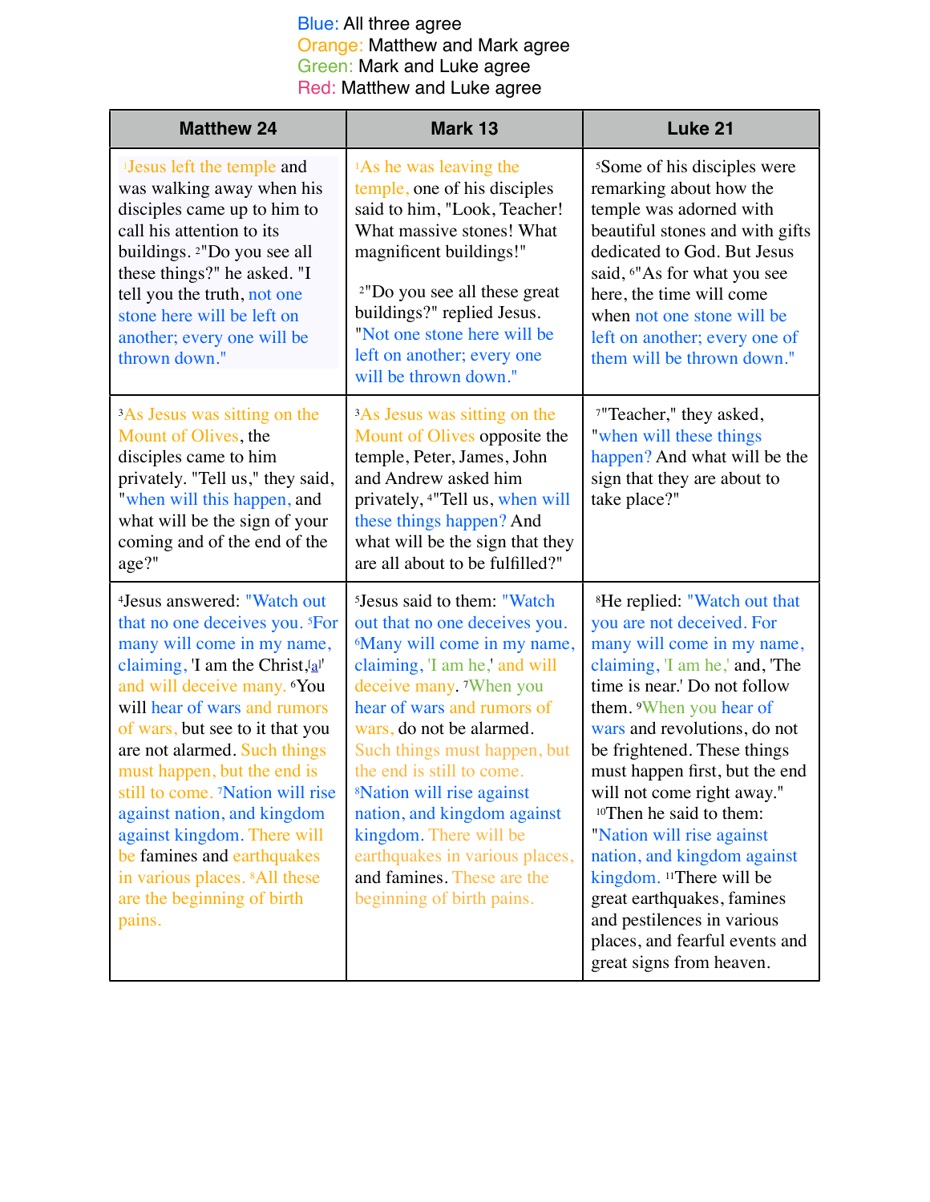Blue: All three agree
Orange: Matthew and Mark agree
Green: Mark and Luke agree
Red: Matthew and Luke agree

| Matthew 24 | Mark 13 | Luke 21 |
|---|---|---|
| [1]Jesus left the temple and was walking away when his disciples came up to him to call his attention to its buildings. [2]"Do you see all these things?" he asked. "I tell you the truth, not one stone here will be left on another; every one will be thrown down." | [1]As he was leaving the temple, one of his disciples said to him, "Look, Teacher! What massive stones! What magnificent buildings!" [2]"Do you see all these great buildings?" replied Jesus. "Not one stone here will be left on another; every one will be thrown down." | [5]Some of his disciples were remarking about how the temple was adorned with beautiful stones and with gifts dedicated to God. But Jesus said, [6]"As for what you see here, the time will come when not one stone will be left on another; every one of them will be thrown down." |
| [3]As Jesus was sitting on the Mount of Olives, the disciples came to him privately. "Tell us," they said, "when will this happen, and what will be the sign of your coming and of the end of the age?" | [3]As Jesus was sitting on the Mount of Olives opposite the temple, Peter, James, John and Andrew asked him privately, [4]"Tell us, when will these things happen? And what will be the sign that they are all about to be fulfilled?" | [7]"Teacher," they asked, "when will these things happen? And what will be the sign that they are about to take place?" |
| [4]Jesus answered: "Watch out that no one deceives you. [5]For many will come in my name, claiming, 'I am the Christ,[a]' and will deceive many. [6]You will hear of wars and rumors of wars, but see to it that you are not alarmed. Such things must happen, but the end is still to come. [7]Nation will rise against nation, and kingdom against kingdom. There will be famines and earthquakes in various places. [8]All these are the beginning of birth pains. | [5]Jesus said to them: "Watch out that no one deceives you. [6]Many will come in my name, claiming, 'I am he,' and will deceive many. [7]When you hear of wars and rumors of wars, do not be alarmed. Such things must happen, but the end is still to come. [8]Nation will rise against nation, and kingdom against kingdom. There will be earthquakes in various places, and famines. These are the beginning of birth pains. | [8]He replied: "Watch out that you are not deceived. For many will come in my name, claiming, 'I am he,' and, 'The time is near.' Do not follow them. [9]When you hear of wars and revolutions, do not be frightened. These things must happen first, but the end will not come right away." [10]Then he said to them: "Nation will rise against nation, and kingdom against kingdom. [11]There will be great earthquakes, famines and pestilences in various places, and fearful events and great signs from heaven. |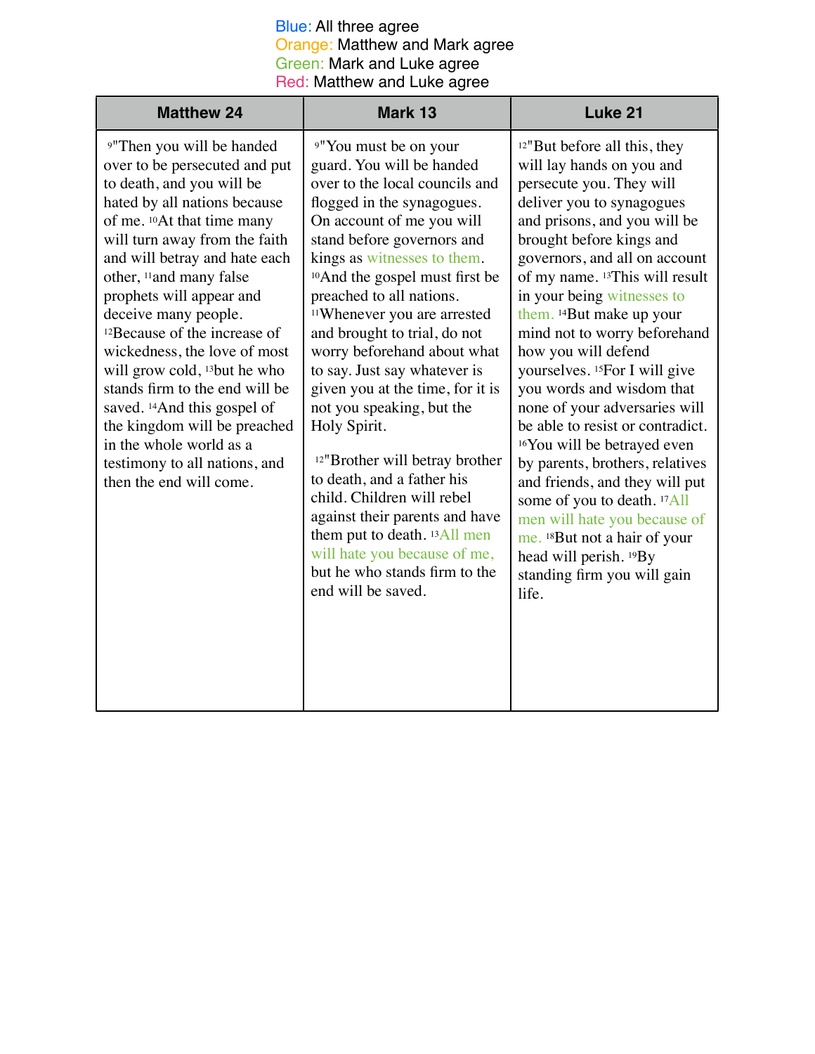Blue: All three agree
Orange: Matthew and Mark agree
Green: Mark and Luke agree
Red: Matthew and Luke agree

| Matthew 24 | Mark 13 | Luke 21 |
|---|---|---|
| [9]"Then you will be handed over to be persecuted and put to death, and you will be hated by all nations because of me. [10]At that time many will turn away from the faith and will betray and hate each other, [11]and many false prophets will appear and deceive many people. [12]Because of the increase of wickedness, the love of most will grow cold, [13]but he who stands firm to the end will be saved. [14]And this gospel of the kingdom will be preached in the whole world as a testimony to all nations, and then the end will come. | [9]"You must be on your guard. You will be handed over to the local councils and flogged in the synagogues. On account of me you will stand before governors and kings as witnesses to them. [10]And the gospel must first be preached to all nations. [11]Whenever you are arrested and brought to trial, do not worry beforehand about what to say. Just say whatever is given you at the time, for it is not you speaking, but the Holy Spirit.<br><br>[12]"Brother will betray brother to death, and a father his child. Children will rebel against their parents and have them put to death. [13]All men will hate you because of me, but he who stands firm to the end will be saved. | [12]"But before all this, they will lay hands on you and persecute you. They will deliver you to synagogues and prisons, and you will be brought before kings and governors, and all on account of my name. [13]This will result in your being witnesses to them. [14]But make up your mind not to worry beforehand how you will defend yourselves. [15]For I will give you words and wisdom that none of your adversaries will be able to resist or contradict. [16]You will be betrayed even by parents, brothers, relatives and friends, and they will put some of you to death. [17]All men will hate you because of me. [18]But not a hair of your head will perish. [19]By standing firm you will gain life. |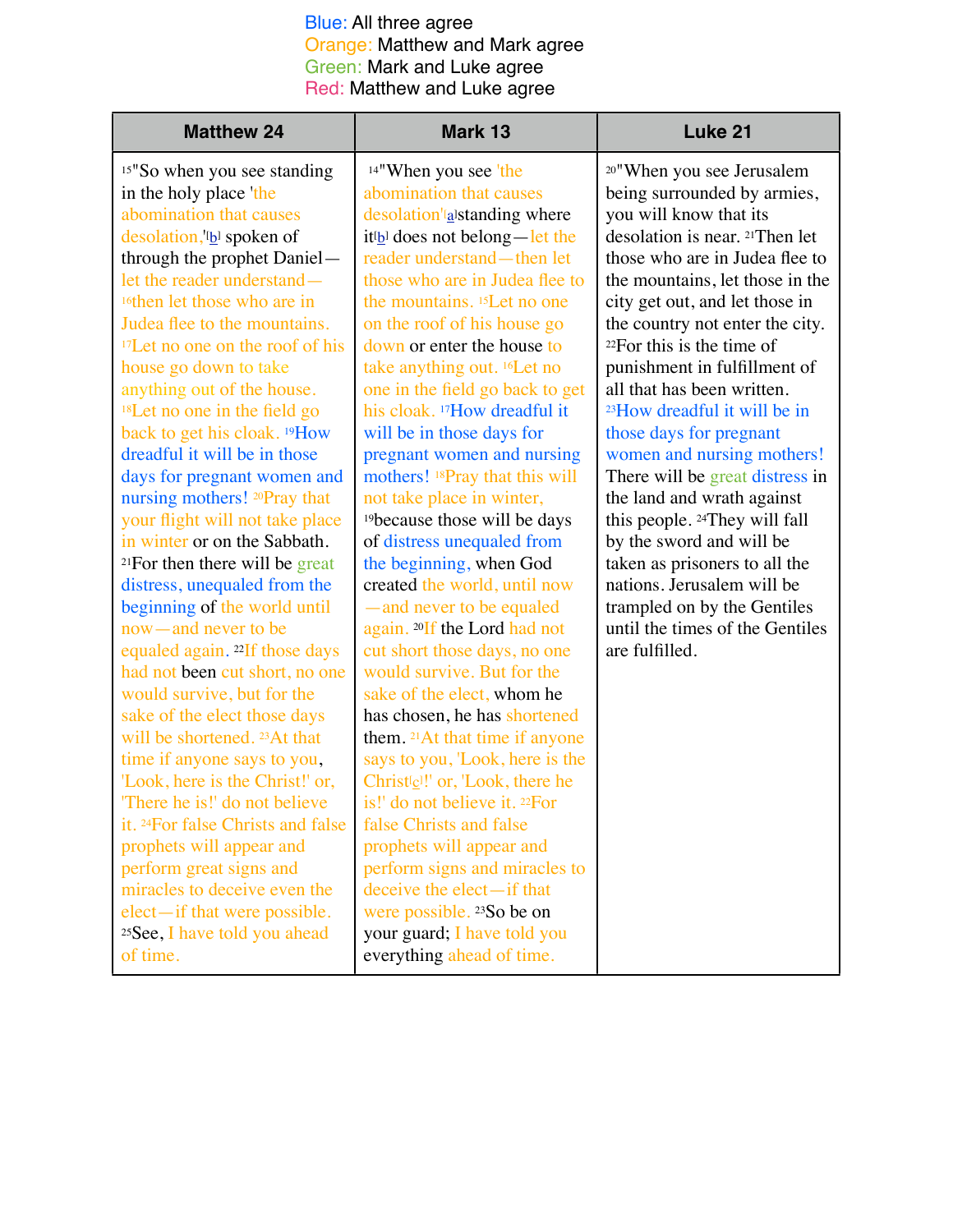Blue: All three agree
Orange: Matthew and Mark agree
Green: Mark and Luke agree
Red: Matthew and Luke agree

| Matthew 24 | Mark 13 | Luke 21 |
|---|---|---|
| [15]"So when you see standing in the holy place 'the abomination that causes desolation,'[b] spoken of through the prophet Daniel—let the reader understand—[16]then let those who are in Judea flee to the mountains. [17]Let no one on the roof of his house go down to take anything out of the house. [18]Let no one in the field go back to get his cloak. [19]How dreadful it will be in those days for pregnant women and nursing mothers! [20]Pray that your flight will not take place in winter or on the Sabbath. [21]For then there will be great distress, unequaled from the beginning of the world until now—and never to be equaled again. [22]If those days had not been cut short, no one would survive, but for the sake of the elect those days will be shortened. [23]At that time if anyone says to you, 'Look, here is the Christ!' or, 'There he is!' do not believe it. [24]For false Christs and false prophets will appear and perform great signs and miracles to deceive even the elect—if that were possible. [25]See, I have told you ahead of time. | [14]"When you see 'the abomination that causes desolation'[a] standing where it[b] does not belong—let the reader understand—then let those who are in Judea flee to the mountains. [15]Let no one on the roof of his house go down or enter the house to take anything out. [16]Let no one in the field go back to get his cloak. [17]How dreadful it will be in those days for pregnant women and nursing mothers! [18]Pray that this will not take place in winter, [19]because those will be days of distress unequaled from the beginning, when God created the world, until now—and never to be equaled again. [20]If the Lord had not cut short those days, no one would survive. But for the sake of the elect, whom he has chosen, he has shortened them. [21]At that time if anyone says to you, 'Look, here is the Christ[c]!' or, 'Look, there he is!' do not believe it. [22]For false Christs and false prophets will appear and perform signs and miracles to deceive the elect—if that were possible. [23]So be on your guard; I have told you everything ahead of time. | [20]"When you see Jerusalem being surrounded by armies, you will know that its desolation is near. [21]Then let those who are in Judea flee to the mountains, let those in the city get out, and let those in the country not enter the city. [22]For this is the time of punishment in fulfillment of all that has been written. [23]How dreadful it will be in those days for pregnant women and nursing mothers! There will be great distress in the land and wrath against this people. [24]They will fall by the sword and will be taken as prisoners to all the nations. Jerusalem will be trampled on by the Gentiles until the times of the Gentiles are fulfilled. |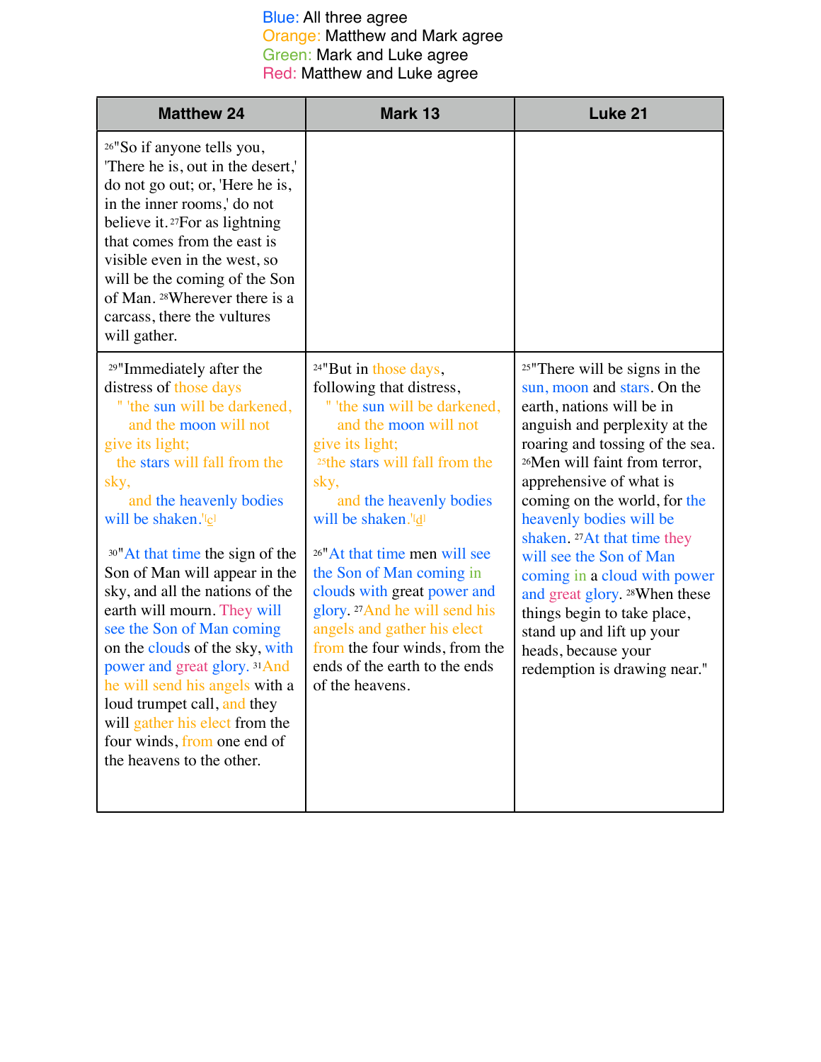Blue: All three agree
Orange: Matthew and Mark agree
Green: Mark and Luke agree
Red: Matthew and Luke agree

| Matthew 24 | Mark 13 | Luke 21 |
|---|---|---|
| 26"So if anyone tells you, 'There he is, out in the desert,' do not go out; or, 'Here he is, in the inner rooms,' do not believe it. 27For as lightning that comes from the east is visible even in the west, so will be the coming of the Son of Man. 28Wherever there is a carcass, there the vultures will gather. | | |
| 29"Immediately after the distress of those days " 'the sun will be darkened, and the moon will not give its light; the stars will fall from the sky, and the heavenly bodies will be shaken.'[c] 30"At that time the sign of the Son of Man will appear in the sky, and all the nations of the earth will mourn. They will see the Son of Man coming on the clouds of the sky, with power and great glory. 31And he will send his angels with a loud trumpet call, and they will gather his elect from the four winds, from one end of the heavens to the other. | 24"But in those days, following that distress, " 'the sun will be darkened, and the moon will not give its light; 25the stars will fall from the sky, and the heavenly bodies will be shaken.'[d] 26"At that time men will see the Son of Man coming in clouds with great power and glory. 27And he will send his angels and gather his elect from the four winds, from the ends of the earth to the ends of the heavens. | 25"There will be signs in the sun, moon and stars. On the earth, nations will be in anguish and perplexity at the roaring and tossing of the sea. 26Men will faint from terror, apprehensive of what is coming on the world, for the heavenly bodies will be shaken. 27At that time they will see the Son of Man coming in a cloud with power and great glory. 28When these things begin to take place, stand up and lift up your heads, because your redemption is drawing near." |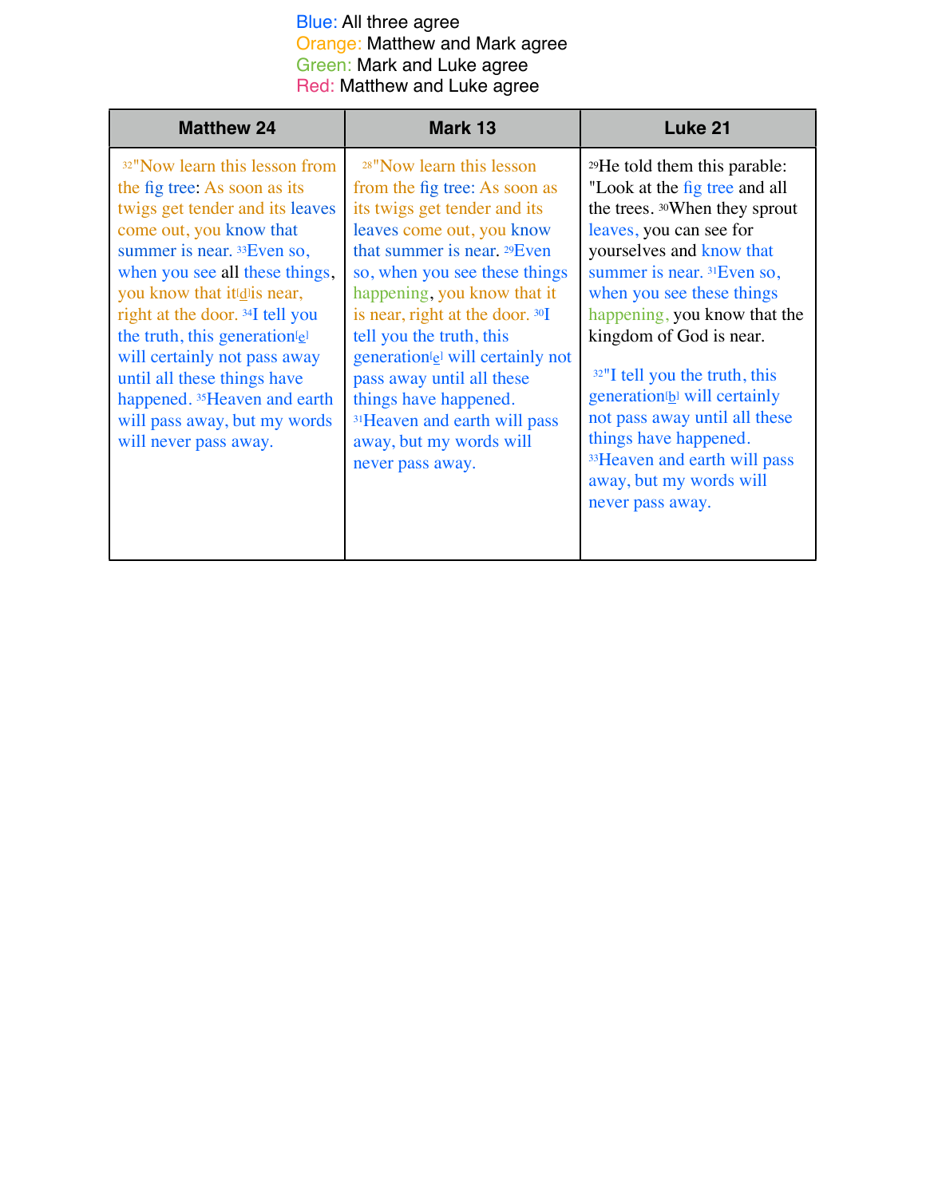Blue: All three agree
Orange: Matthew and Mark agree
Green: Mark and Luke agree
Red: Matthew and Luke agree

| Matthew 24 | Mark 13 | Luke 21 |
|---|---|---|
| [32]"Now learn this lesson from the fig tree: As soon as its twigs get tender and its leaves come out, you know that summer is near. [33]Even so, when you see all these things, you know that it[d] is near, right at the door. [34]I tell you the truth, this generation[e] will certainly not pass away until all these things have happened. [35]Heaven and earth will pass away, but my words will never pass away. | [28]"Now learn this lesson from the fig tree: As soon as its twigs get tender and its leaves come out, you know that summer is near. [29]Even so, when you see these things happening, you know that it is near, right at the door. [30]I tell you the truth, this generation[e] will certainly not pass away until all these things have happened. [31]Heaven and earth will pass away, but my words will never pass away. | [29]He told them this parable: "Look at the fig tree and all the trees. [30]When they sprout leaves, you can see for yourselves and know that summer is near. [31]Even so, when you see these things happening, you know that the kingdom of God is near. [32]"I tell you the truth, this generation[b] will certainly not pass away until all these things have happened. [33]Heaven and earth will pass away, but my words will never pass away. |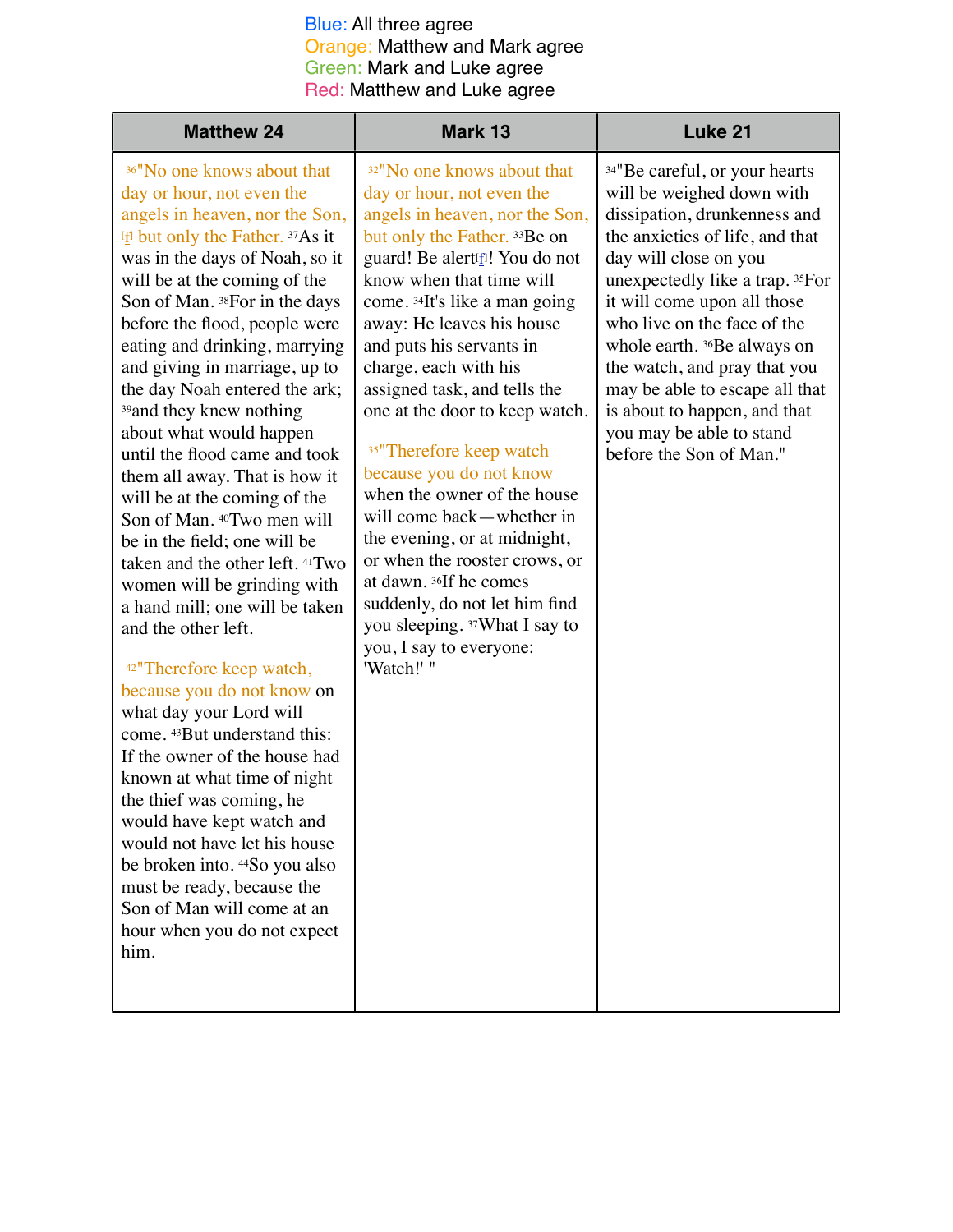Blue: All three agree
Orange: Matthew and Mark agree
Green: Mark and Luke agree
Red: Matthew and Luke agree

| Matthew 24 | Mark 13 | Luke 21 |
|---|---|---|
| 36"No one knows about that day or hour, not even the angels in heaven, nor the Son, [f] but only the Father. 37As it was in the days of Noah, so it will be at the coming of the Son of Man. 38For in the days before the flood, people were eating and drinking, marrying and giving in marriage, up to the day Noah entered the ark; 39and they knew nothing about what would happen until the flood came and took them all away. That is how it will be at the coming of the Son of Man. 40Two men will be in the field; one will be taken and the other left. 41Two women will be grinding with a hand mill; one will be taken and the other left.<br><br>42"Therefore keep watch, because you do not know on what day your Lord will come. 43But understand this: If the owner of the house had known at what time of night the thief was coming, he would have kept watch and would not have let his house be broken into. 44So you also must be ready, because the Son of Man will come at an hour when you do not expect him. | 32"No one knows about that day or hour, not even the angels in heaven, nor the Son, but only the Father. 33Be on guard! Be alert[f]! You do not know when that time will come. 34It's like a man going away: He leaves his house and puts his servants in charge, each with his assigned task, and tells the one at the door to keep watch.<br><br>35"Therefore keep watch because you do not know when the owner of the house will come back—whether in the evening, or at midnight, or when the rooster crows, or at dawn. 36If he comes suddenly, do not let him find you sleeping. 37What I say to you, I say to everyone: 'Watch!' " | 34"Be careful, or your hearts will be weighed down with dissipation, drunkenness and the anxieties of life, and that day will close on you unexpectedly like a trap. 35For it will come upon all those who live on the face of the whole earth. 36Be always on the watch, and pray that you may be able to escape all that is about to happen, and that you may be able to stand before the Son of Man." |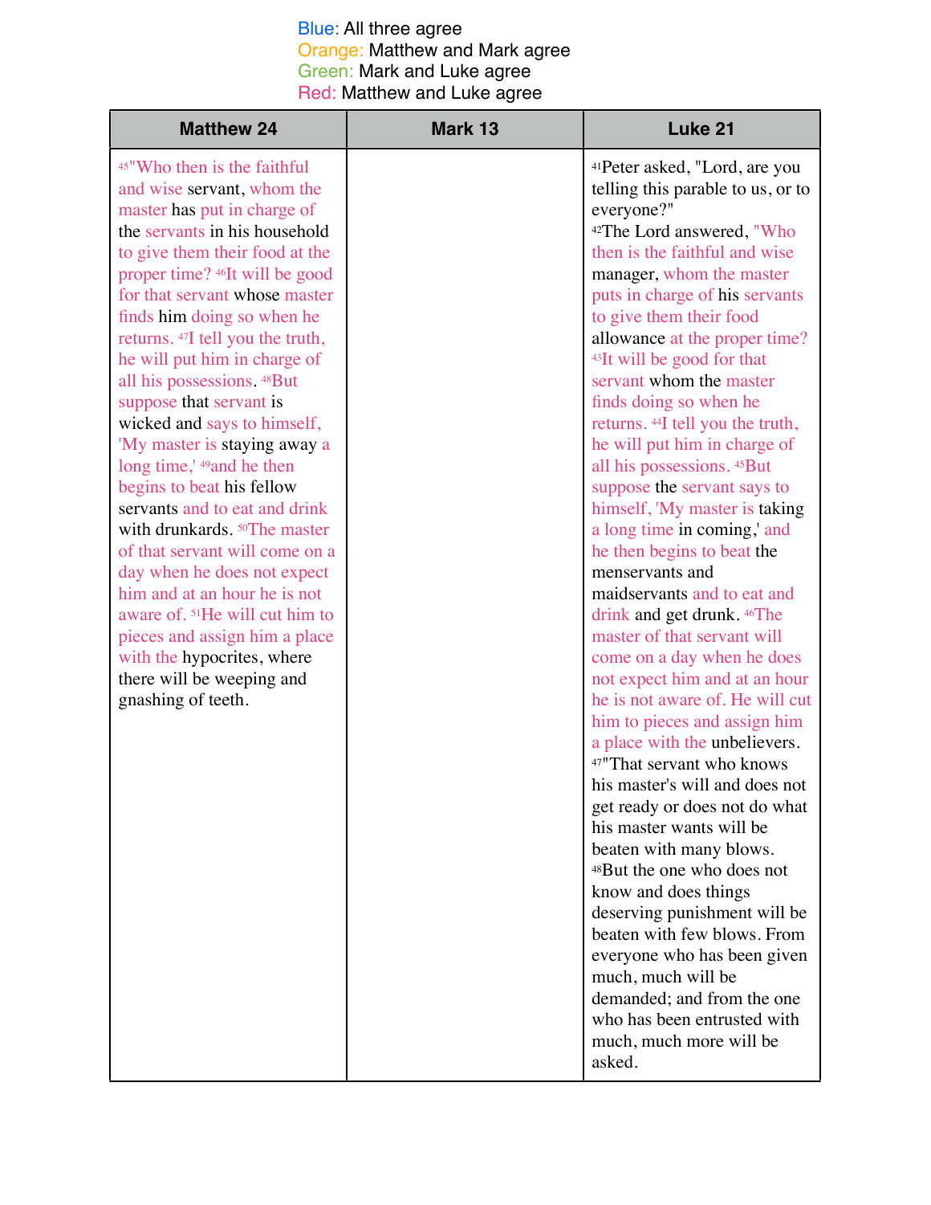Blue: All three agree
Orange: Matthew and Mark agree
Green: Mark and Luke agree
Red: Matthew and Luke agree

| Matthew 24 | Mark 13 | Luke 21 |
|---|---|---|
| [45]"Who then is the faithful and wise servant, whom the master has put in charge of the servants in his household to give them their food at the proper time? [46]It will be good for that servant whose master finds him doing so when he returns. [47]I tell you the truth, he will put him in charge of all his possessions. [48]But suppose that servant is wicked and says to himself, 'My master is staying away a long time,' [49]and he then begins to beat his fellow servants and to eat and drink with drunkards. [50]The master of that servant will come on a day when he does not expect him and at an hour he is not aware of. [51]He will cut him to pieces and assign him a place with the hypocrites, where there will be weeping and gnashing of teeth. | | [41]Peter asked, "Lord, are you telling this parable to us, or to everyone?" [42]The Lord answered, "Who then is the faithful and wise manager, whom the master puts in charge of his servants to give them their food allowance at the proper time? [43]It will be good for that servant whom the master finds doing so when he returns. [44]I tell you the truth, he will put him in charge of all his possessions. [45]But suppose the servant says to himself, 'My master is taking a long time in coming,' and he then begins to beat the menservants and maidservants and to eat and drink and get drunk. [46]The master of that servant will come on a day when he does not expect him and at an hour he is not aware of. He will cut him to pieces and assign him a place with the unbelievers. [47]"That servant who knows his master's will and does not get ready or does not do what his master wants will be beaten with many blows. [48]But the one who does not know and does things deserving punishment will be beaten with few blows. From everyone who has been given much, much will be demanded; and from the one who has been entrusted with much, much more will be asked. |